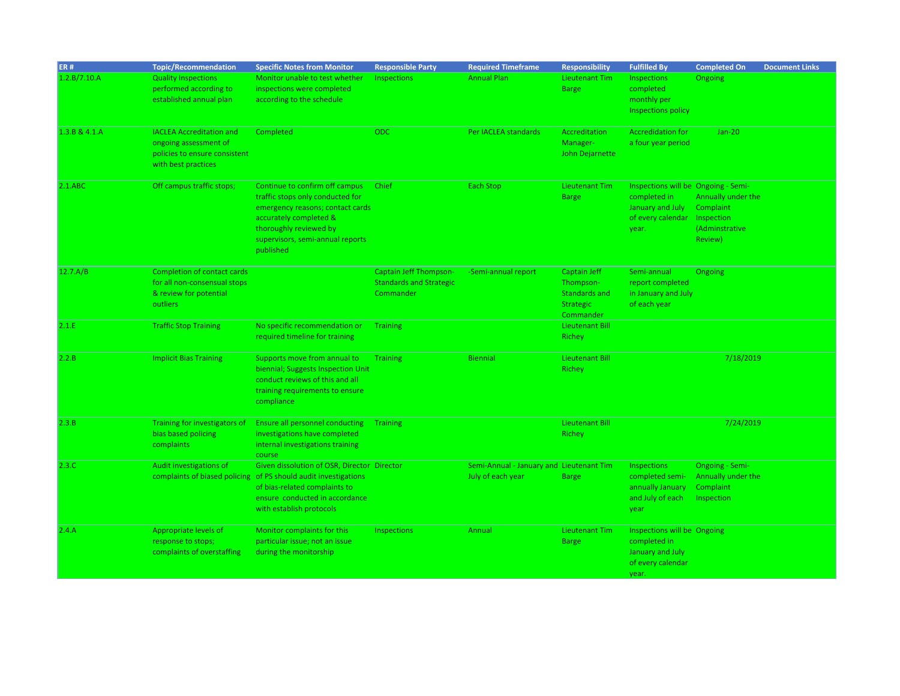| ER # | Topic/Recommendation | Specific Notes from Monitor | Responsible Party | Required Timeframe | Responsibility | Fulfilled By | Completed On | Document Links |
|---|---|---|---|---|---|---|---|---|
| 1.2.B/7.10.A | Quality Inspections performed according to established annual plan | Monitor unable to test whether inspections were completed according to the schedule | Inspections | Annual Plan | Lieutenant Tim Barge | Inspections completed monthly per Inspections policy | Ongoing | |
| 1.3.B & 4.1.A | IACLEA Accreditation and ongoing assessment of policies to ensure consistent with best practices | Completed | ODC | Per IACLEA standards | Accreditation Manager- John Dejarnette | Accredidation for a four year period | Jan-20 | |
| 2.1.ABC | Off campus traffic stops; | Continue to confirm off campus traffic stops only conducted for emergency reasons; contact cards accurately completed & thoroughly reviewed by supervisors, semi-annual reports published | Chief | Each Stop | Lieutenant Tim Barge | Inspections will be completed in January and July of every calendar year. | Ongoing - Semi-Annually under the Complaint Inspection (Adminstrative Review) | |
| 12.7.A/B | Completion of contact cards for all non-consensual stops & review for potential outliers | | Captain Jeff Thompson- Standards and Strategic Commander | -Semi-annual report | Captain Jeff Thompson- Standards and Strategic Commander | Semi-annual report completed in January and July of each year | Ongoing | |
| 2.1.E | Traffic Stop Training | No specific recommendation or required timeline for training | Training | | Lieutenant Bill Richey | | | |
| 2.2.B | Implicit Bias Training | Supports move from annual to biennial; Suggests Inspection Unit conduct reviews of this and all training requirements to ensure compliance | Training | Biennial | Lieutenant Bill Richey | | 7/18/2019 | |
| 2.3.B | Training for investigators of bias based policing complaints | Ensure all personnel conducting investigations have completed internal investigations training course | Training | | Lieutenant Bill Richey | | 7/24/2019 | |
| 2.3.C | Audit investigations of complaints of biased policing | Given dissolution of OSR, Director of PS should audit investigations of bias-related complaints to ensure conducted in accordance with establish protocols | Director | Semi-Annual - January and July of each year | Lieutenant Tim Barge | Inspections completed semi-annually January and July of each year | Ongoing - Semi-Annually under the Complaint Inspection | |
| 2.4.A | Appropriate levels of response to stops; complaints of overstaffing | Monitor complaints for this particular issue; not an issue during the monitorship | Inspections | Annual | Lieutenant Tim Barge | Inspections will be completed in January and July of every calendar year. | Ongoing | |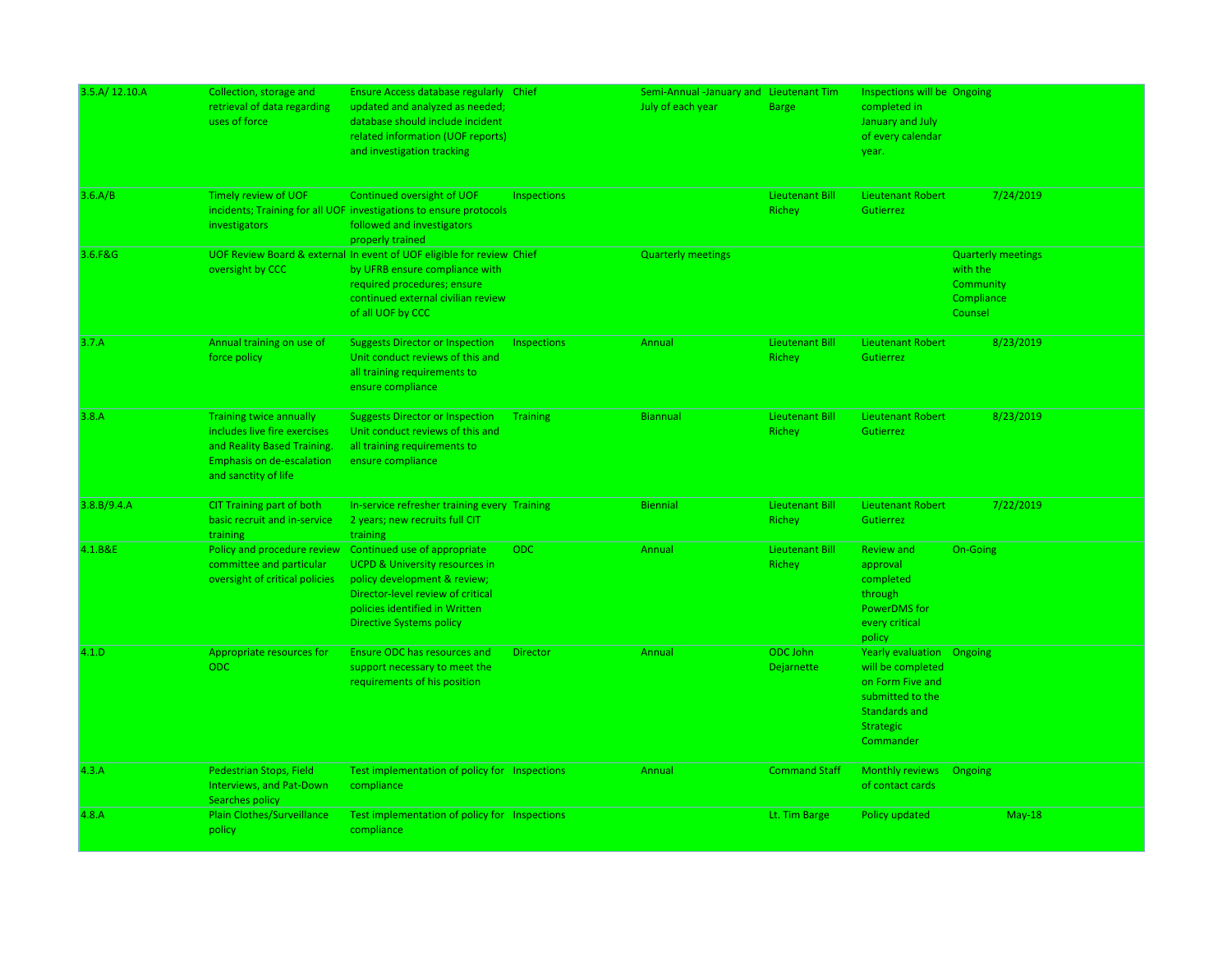| | | | | | | | |
|---|---|---|---|---|---|---|---|
| 3.5.A/ 12.10.A | Collection, storage and retrieval of data regarding uses of force | Ensure Access database regularly updated and analyzed as needed; database should include incident related information (UOF reports) and investigation tracking | Chief | Semi-Annual -January and July of each year | Lieutenant Tim Barge | Inspections will be completed in January and July of every calendar year. | Ongoing |
| 3.6.A/B | Timely review of UOF incidents; Training for all UOF investigators | Continued oversight of UOF investigations to ensure protocols followed and investigators properly trained | Inspections | | Lieutenant Bill Richey | Lieutenant Robert Gutierrez | 7/24/2019 |
| 3.6.F&G | UOF Review Board & external oversight by CCC | In event of UOF eligible for review by UFRB ensure compliance with required procedures; ensure continued external civilian review of all UOF by CCC | Chief | Quarterly meetings | | | Quarterly meetings with the Community Compliance Counsel |
| 3.7.A | Annual training on use of force policy | Suggests Director or Inspection Unit conduct reviews of this and all training requirements to ensure compliance | Inspections | Annual | Lieutenant Bill Richey | Lieutenant Robert Gutierrez | 8/23/2019 |
| 3.8.A | Training twice annually includes live fire exercises and Reality Based Training. Emphasis on de-escalation and sanctity of life | Suggests Director or Inspection Unit conduct reviews of this and all training requirements to ensure compliance | Training | Biannual | Lieutenant Bill Richey | Lieutenant Robert Gutierrez | 8/23/2019 |
| 3.8.B/9.4.A | CIT Training part of both basic recruit and in-service training | In-service refresher training every 2 years; new recruits full CIT training | Training | Biennial | Lieutenant Bill Richey | Lieutenant Robert Gutierrez | 7/22/2019 |
| 4.1.B&E | Policy and procedure review committee and particular oversight of critical policies | Continued use of appropriate UCPD & University resources in policy development & review; Director-level review of critical policies identified in Written Directive Systems policy | ODC | Annual | Lieutenant Bill Richey | Review and approval completed through PowerDMS for every critical policy | On-Going |
| 4.1.D | Appropriate resources for ODC | Ensure ODC has resources and support necessary to meet the requirements of his position | Director | Annual | ODC John Dejarnette | Yearly evaluation will be completed on Form Five and submitted to the Standards and Strategic Commander | Ongoing |
| 4.3.A | Pedestrian Stops, Field Interviews, and Pat-Down Searches policy | Test implementation of policy for compliance | Inspections | Annual | Command Staff | Monthly reviews of contact cards | Ongoing |
| 4.8.A | Plain Clothes/Surveillance policy | Test implementation of policy for compliance | Inspections | | Lt. Tim Barge | Policy updated | May-18 |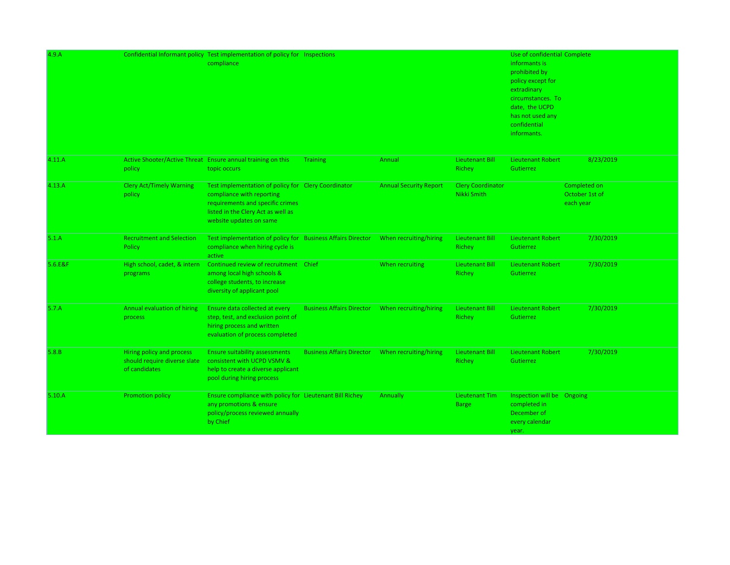| | | | | | | | | |
|---|---|---|---|---|---|---|---|---|
| 4.9.A | Confidential Informant policy | Test implementation of policy for compliance | Inspections | | | Use of confidential informants is prohibited by policy except for extradinary circumstances. To date, the UCPD has not used any confidential informants. | Complete | |
| 4.11.A | Active Shooter/Active Threat policy | Ensure annual training on this topic occurs | Training | Annual | Lieutenant Bill Richey | Lieutenant Robert Gutierrez | | 8/23/2019 |
| 4.13.A | Clery Act/Timely Warning policy | Test implementation of policy for compliance with reporting requirements and specific crimes listed in the Clery Act as well as website updates on same | Clery Coordinator | Annual Security Report | Clery Coordinator Nikki Smith | | Completed on October 1st of each year | |
| 5.1.A | Recruitment and Selection Policy | Test implementation of policy for compliance when hiring cycle is active | Business Affairs Director | When recruiting/hiring | Lieutenant Bill Richey | Lieutenant Robert Gutierrez | | 7/30/2019 |
| 5.6.E&F | High school, cadet, & intern programs | Continued review of recruitment among local high schools & college students, to increase diversity of applicant pool | Chief | When recruiting | Lieutenant Bill Richey | Lieutenant Robert Gutierrez | | 7/30/2019 |
| 5.7.A | Annual evaluation of hiring process | Ensure data collected at every step, test, and exclusion point of hiring process and written evaluation of process completed | Business Affairs Director | When recruiting/hiring | Lieutenant Bill Richey | Lieutenant Robert Gutierrez | | 7/30/2019 |
| 5.8.B | Hiring policy and process should require diverse slate of candidates | Ensure suitability assessments consistent with UCPD VSMV & help to create a diverse applicant pool during hiring process | Business Affairs Director | When recruiting/hiring | Lieutenant Bill Richey | Lieutenant Robert Gutierrez | | 7/30/2019 |
| 5.10.A | Promotion policy | Ensure compliance with policy for any promotions & ensure policy/process reviewed annually by Chief | Lieutenant Bill Richey | Annually | Lieutenant Tim Barge | Inspection will be completed in December of every calendar year. | Ongoing | |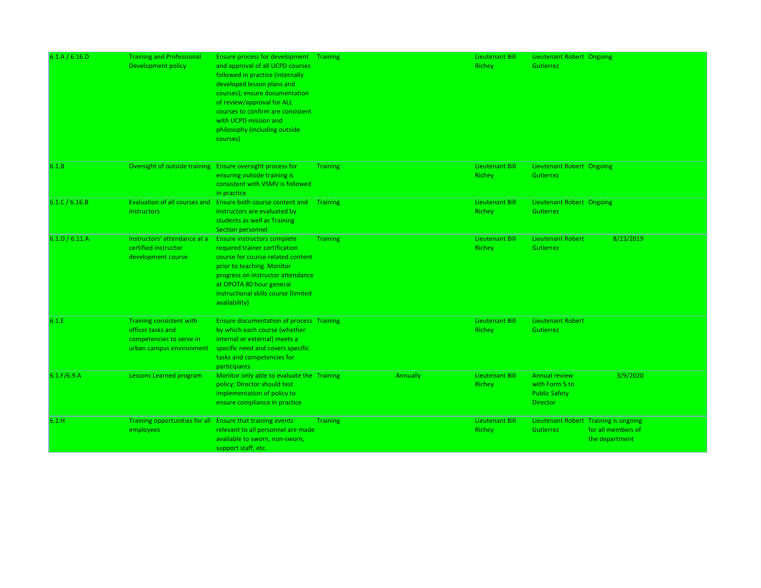| | | | | | | | | |
|---|---|---|---|---|---|---|---|---|
| 6.1.A / 6.16.D | Training and Professional Development policy | Ensure process for development and approval of all UCPD courses followed in practice (internally developed lesson plans and courses); ensure documentation of review/approval for ALL courses to confirm are consistent with UCPD mission and philosophy (including outside courses) | Training | | Lieutenant Bill Richey | Lieutenant Robert Gutierrez | Ongoing | |
| 6.1.B | Oversight of outside training | Ensure oversight process for ensuring outside training is consistent with VSMV is followed in practice | Training | | Lieutenant Bill Richey | Lieutenant Robert Gutierrez | Ongoing | |
| 6.1.C / 6.16.B | Evaluation of all courses and instructors | Ensure both course content and instructors are evaluated by students as well as Training Section personnel | Training | | Lieutenant Bill Richey | Lieutenant Robert Gutierrez | Ongoing | |
| 6.1.D / 6.11.A | Instructors' attendance at a certified instructor development course | Ensure instructors complete required trainer certification course for course-related content prior to teaching. Monitor progress on instructor attendance at OPOTA 80 hour general instructional skills course (limited availability) | Training | | Lieutenant Bill Richey | Lieutenant Robert Gutierrez | | 8/23/2019 |
| 6.1.E | Training consistent with officer tasks and competencies to serve in urban campus environment | Ensure documentation of process by which each course (whether internal or external) meets a specific need and covers specific tasks and competencies for participants | Training | | Lieutenant Bill Richey | Lieutenant Robert Gutierrez | | |
| 6.1.F/6.9.A | Lessons Learned program | Monitor only able to evaluate the policy; Director should test implementation of policy to ensure compliance in practice | Training | Annually | Lieutenant Bill Richey | Annual review with Form 5 to Public Safety Director | | 3/9/2020 |
| 6.1.H | Training opportunities for all employees | Ensure that training events relevant to all personnel are made available to sworn, non-sworn, support staff, etc. | Training | | Lieutenant Bill Richey | Lieutenant Robert Gutierrez | Training is ongoing for all members of the department | |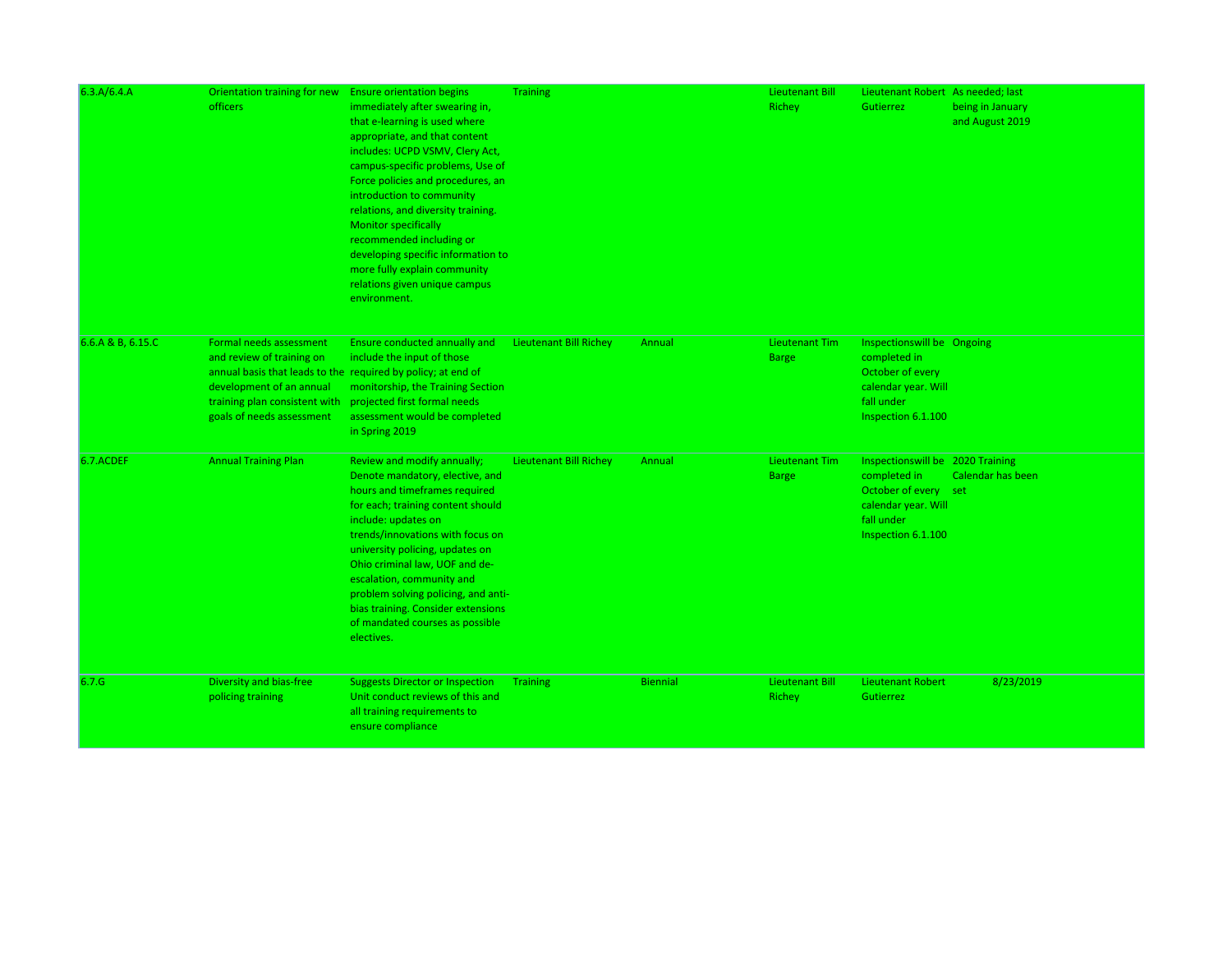| | | | | | | | |
|---|---|---|---|---|---|---|---|
| 6.3.A/6.4.A | Orientation training for new officers | Ensure orientation begins immediately after swearing in, that e-learning is used where appropriate, and that content includes: UCPD VSMV, Clery Act, campus-specific problems, Use of Force policies and procedures, an introduction to community relations, and diversity training. Monitor specifically recommended including or developing specific information to more fully explain community relations given unique campus environment. | Training | | Lieutenant Bill Richey | Lieutenant Robert Gutierrez | As needed; last being in January and August 2019 |
| 6.6.A & B, 6.15.C | Formal needs assessment and review of training on annual basis that leads to the development of an annual training plan consistent with goals of needs assessment | Ensure conducted annually and include the input of those required by policy; at end of monitorship, the Training Section projected first formal needs assessment would be completed in Spring 2019 | Lieutenant Bill Richey | Annual | Lieutenant Tim Barge | Inspectionswill be completed in October of every calendar year. Will fall under Inspection 6.1.100 | Ongoing |
| 6.7.ACDEF | Annual Training Plan | Review and modify annually; Denote mandatory, elective, and hours and timeframes required for each; training content should include: updates on trends/innovations with focus on university policing, updates on Ohio criminal law, UOF and de-escalation, community and problem solving policing, and anti-bias training. Consider extensions of mandated courses as possible electives. | Lieutenant Bill Richey | Annual | Lieutenant Tim Barge | Inspectionswill be completed in October of every calendar year. Will fall under Inspection 6.1.100 | 2020 Training Calendar has been set |
| 6.7.G | Diversity and bias-free policing training | Suggests Director or Inspection Unit conduct reviews of this and all training requirements to ensure compliance | Training | Biennial | Lieutenant Bill Richey | Lieutenant Robert Gutierrez | 8/23/2019 |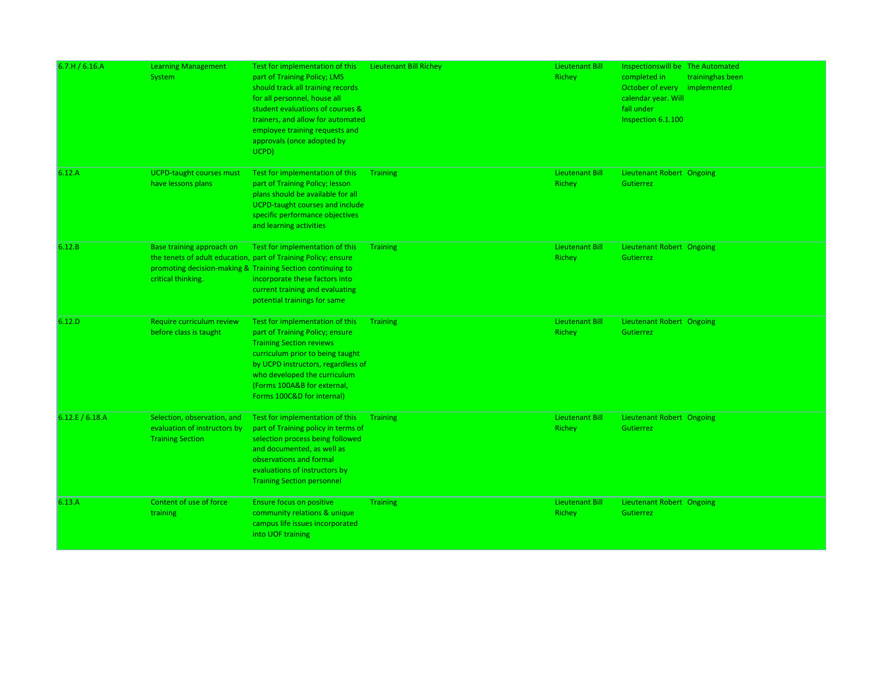| | | | | | | |
|---|---|---|---|---|---|---|
| 6.7.H / 6.16.A | Learning Management System | Test for implementation of this part of Training Policy; LMS should track all training records for all personnel, house all student evaluations of courses & trainers, and allow for automated employee training requests and approvals (once adopted by UCPD) | Lieutenant Bill Richey | Lieutenant Bill Richey | Inspectionswill be completed in October of every calendar year. Will fall under Inspection 6.1.100 | The Automated traininghas been implemented |
| 6.12.A | UCPD-taught courses must have lessons plans | Test for implementation of this part of Training Policy; lesson plans should be available for all UCPD-taught courses and include specific performance objectives and learning activities | Training | Lieutenant Bill Richey | Lieutenant Robert Gutierrez | Ongoing |
| 6.12.B | Base training approach on the tenets of adult education, promoting decision-making & critical thinking. | Test for implementation of this part of Training Policy; ensure Training Section continuing to incorporate these factors into current training and evaluating potential trainings for same | Training | Lieutenant Bill Richey | Lieutenant Robert Gutierrez | Ongoing |
| 6.12.D | Require curriculum review before class is taught | Test for implementation of this part of Training Policy; ensure Training Section reviews curriculum prior to being taught by UCPD instructors, regardless of who developed the curriculum (Forms 100A&B for external, Forms 100C&D for internal) | Training | Lieutenant Bill Richey | Lieutenant Robert Gutierrez | Ongoing |
| 6.12.E / 6.18.A | Selection, observation, and evaluation of instructors by Training Section | Test for implementation of this part of Training policy in terms of selection process being followed and documented, as well as observations and formal evaluations of instructors by Training Section personnel | Training | Lieutenant Bill Richey | Lieutenant Robert Gutierrez | Ongoing |
| 6.13.A | Content of use of force training | Ensure focus on positive community relations & unique campus life issues incorporated into UOF training | Training | Lieutenant Bill Richey | Lieutenant Robert Gutierrez | Ongoing |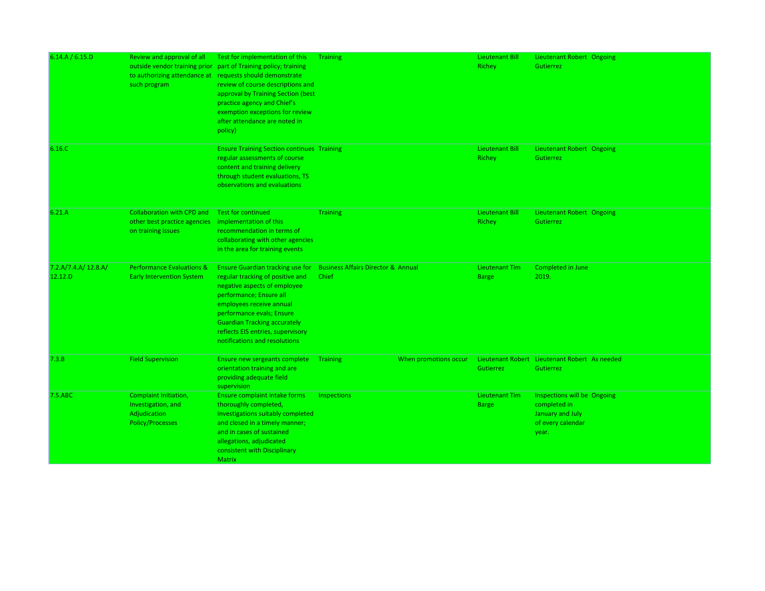| | | | | | | | |
|---|---|---|---|---|---|---|---|
| 6.14.A / 6.15.D | Review and approval of all outside vendor training prior to authorizing attendance at such program | Test for implementation of this part of Training policy; training requests should demonstrate review of course descriptions and approval by Training Section (best practice agency and Chief's exemption exceptions for review after attendance are noted in policy) | Training | | Lieutenant Bill Richey | Lieutenant Robert Gutierrez | Ongoing |
| 6.16.C | | Ensure Training Section continues regular assessments of course content and training delivery through student evaluations, TS observations and evaluations | Training | | Lieutenant Bill Richey | Lieutenant Robert Gutierrez | Ongoing |
| 6.21.A | Collaboration with CPD and other best practice agencies on training issues | Test for continued implementation of this recommendation in terms of collaborating with other agencies in the area for training events | Training | | Lieutenant Bill Richey | Lieutenant Robert Gutierrez | Ongoing |
| 7.2.A/7.4.A/ 12.8.A/ 12.12.D | Performance Evaluations & Early Intervention System | Ensure Guardian tracking use for regular tracking of positive and negative aspects of employee performance; Ensure all employees receive annual performance evals; Ensure Guardian Tracking accurately reflects EIS entries, supervisory notifications and resolutions | Business Affairs Director & Chief | Annual | Lieutenant Tim Barge | Completed in June 2019. | |
| 7.3.B | Field Supervision | Ensure new sergeants complete orientation training and are providing adequate field supervision | Training | When promotions occur | Lieutenant Robert Gutierrez | Lieutenant Robert Gutierrez | As needed |
| 7.5.ABC | Complaint Initiation, Investigation, and Adjudication Policy/Processes | Ensure complaint intake forms thoroughly completed, investigations suitably completed and closed in a timely manner; and in cases of sustained allegations, adjudicated consistent with Disciplinary Matrix | Inspections | | Lieutenant Tim Barge | Inspections will be completed in January and July of every calendar year. | Ongoing |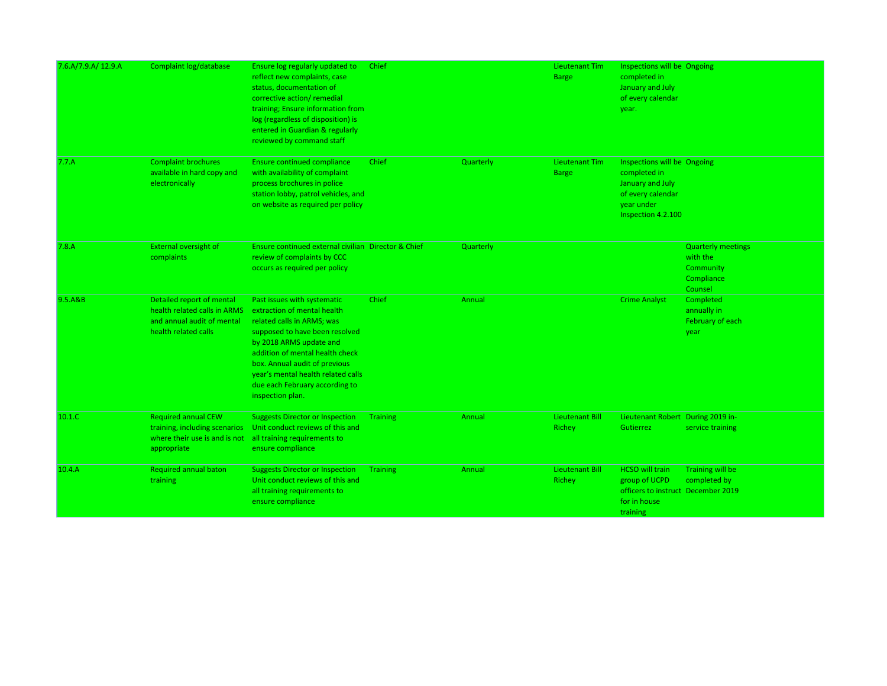| | | | | | | | |
|---|---|---|---|---|---|---|---|
| 7.6.A/7.9.A/ 12.9.A | Complaint log/database | Ensure log regularly updated to reflect new complaints, case status, documentation of corrective action/ remedial training; Ensure information from log (regardless of disposition) is entered in Guardian & regularly reviewed by command staff | Chief | | Lieutenant Tim Barge | Inspections will be completed in January and July of every calendar year. | Ongoing |
| 7.7.A | Complaint brochures available in hard copy and electronically | Ensure continued compliance with availability of complaint process brochures in police station lobby, patrol vehicles, and on website as required per policy | Chief | Quarterly | Lieutenant Tim Barge | Inspections will be completed in January and July of every calendar year under Inspection 4.2.100 | Ongoing |
| 7.8.A | External oversight of complaints | Ensure continued external civilian review of complaints by CCC occurs as required per policy | Director & Chief | Quarterly | | | Quarterly meetings with the Community Compliance Counsel |
| 9.5.A&B | Detailed report of mental health related calls in ARMS and annual audit of mental health related calls | Past issues with systematic extraction of mental health related calls in ARMS; was supposed to have been resolved by 2018 ARMS update and addition of mental health check box. Annual audit of previous year's mental health related calls due each February according to inspection plan. | Chief | Annual | | Crime Analyst | Completed annually in February of each year |
| 10.1.C | Required annual CEW training, including scenarios where their use is and is not appropriate | Suggests Director or Inspection Unit conduct reviews of this and all training requirements to ensure compliance | Training | Annual | Lieutenant Bill Richey | Lieutenant Robert Gutierrez | During 2019 in-service training |
| 10.4.A | Required annual baton training | Suggests Director or Inspection Unit conduct reviews of this and all training requirements to ensure compliance | Training | Annual | Lieutenant Bill Richey | HCSO will train group of UCPD officers to instruct for in house training | Training will be completed by December 2019 |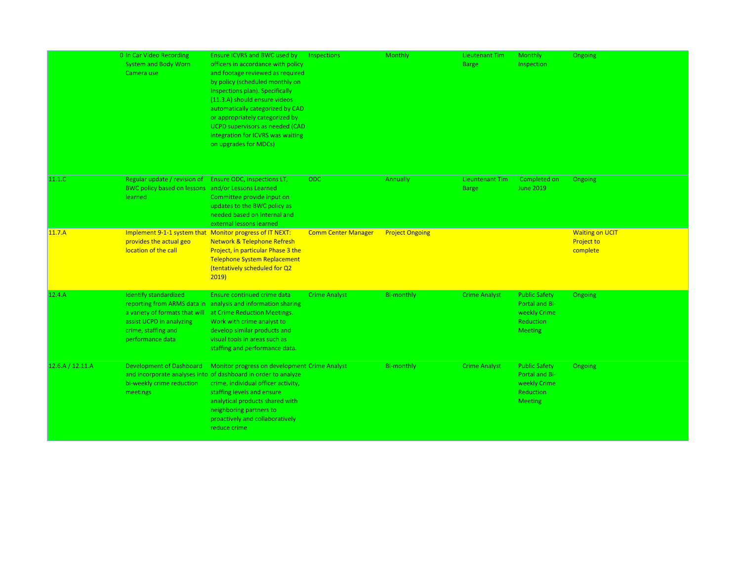| | | | | | | | |
|---|---|---|---|---|---|---|---|
| 0 | In Car Video Recording System and Body Worn Camera use | Ensure ICVRS and BWC used by officers in accordance with policy and footage reviewed as required by policy (scheduled monthly on Inspections plan). Specifically (11.3.A) should ensure videos automatically categorized by CAD or appropriately categorized by UCPD supervisors as needed (CAD integration for ICVRS was waiting on upgrades for MDCs) | Inspections | Monthly | Lieutenant Tim Barge | Monthly Inspection | Ongoing |
| 11.1.C | Regular update / revision of BWC policy based on lessons learned | Ensure ODC, Inspections LT, and/or Lessons Learned Committee provide input on updates to the BWC policy as needed based on internal and external lessons learned | ODC | Annually | Lieutenant Tim Barge | Completed on June 2019 | Ongoing |
| 11.7.A | Implement 9-1-1 system that provides the actual geo location of the call | Monitor progress of IT NEXT: Network & Telephone Refresh Project, in particular Phase 3 the Telephone System Replacement (tentatively scheduled for Q2 2019) | Comm Center Manager | Project Ongoing | | | Waiting on UCIT Project to complete |
| 12.4.A | Identify standardized reporting from ARMS data in a variety of formats that will assist UCPD in analyzing crime, staffing and performance data | Ensure continued crime data analysis and information sharing at Crime Reduction Meetings. Work with crime analyst to develop similar products and visual tools in areas such as staffing and performance data. | Crime Analyst | Bi-monthly | Crime Analyst | Public Safety Portal and Bi-weekly Crime Reduction Meeting | Ongoing |
| 12.6.A / 12.11.A | Development of Dashboard and incorporate analyses into bi-weekly crime reduction meetings | Monitor progress on development of dashboard in order to analyze crime, individual officer activity, staffing levels and ensure analytical products shared with neighboring partners to proactively and collaboratively reduce crime | Crime Analyst | Bi-monthly | Crime Analyst | Public Safety Portal and Bi-weekly Crime Reduction Meeting | Ongoing |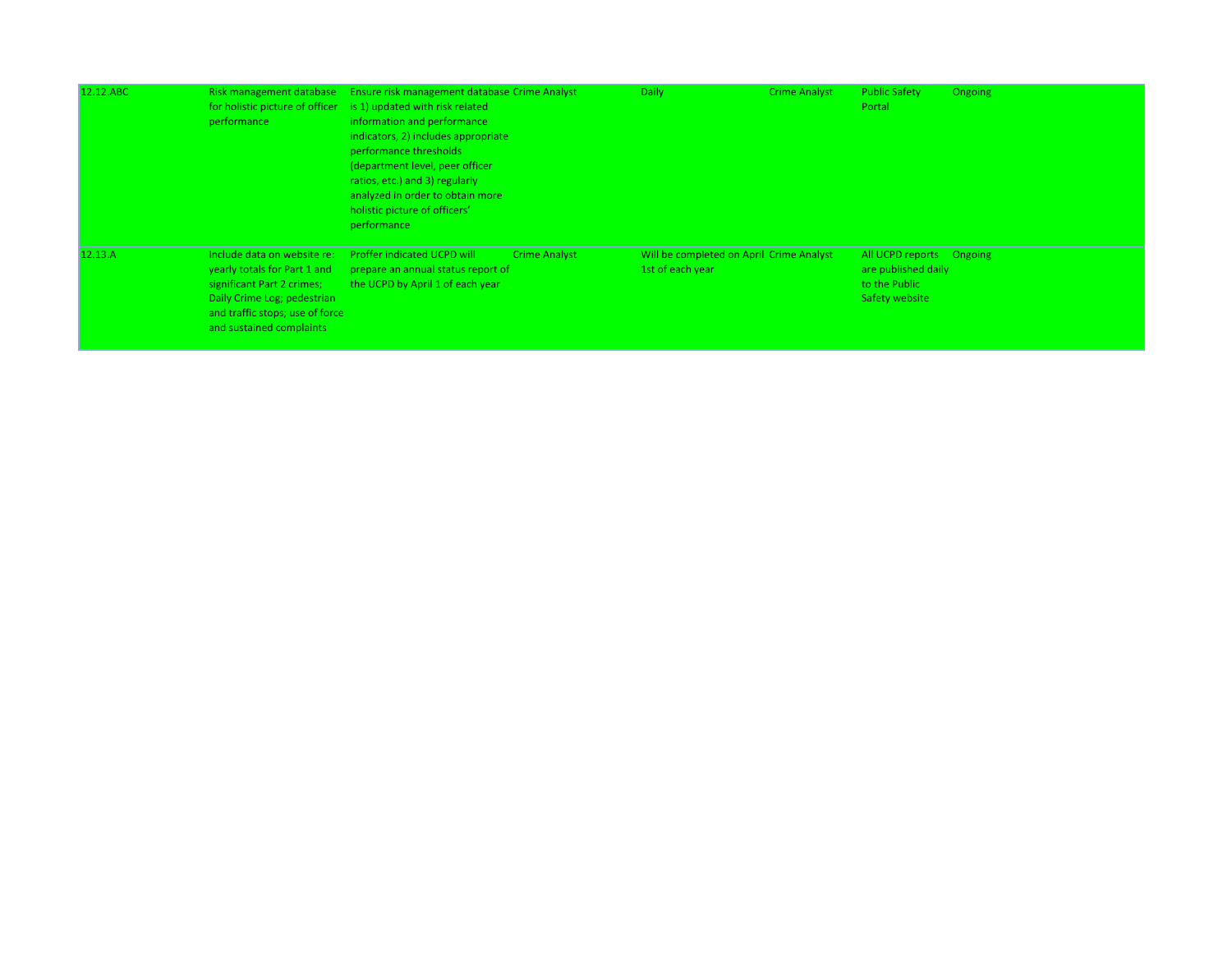| | | | | | | | |
|---|---|---|---|---|---|---|---|
| 12.12.ABC | Risk management database for holistic picture of officer performance | Ensure risk management database is 1) updated with risk related information and performance indicators, 2) includes appropriate performance thresholds (department level, peer officer ratios, etc.) and 3) regularly analyzed in order to obtain more holistic picture of officers' performance | Crime Analyst | Daily | Crime Analyst | Public Safety Portal | Ongoing |
| 12.13.A | Include data on website re: yearly totals for Part 1 and significant Part 2 crimes; Daily Crime Log; pedestrian and traffic stops; use of force and sustained complaints | Proffer indicated UCPD will prepare an annual status report of the UCPD by April 1 of each year | Crime Analyst | Will be completed on April 1st of each year | Crime Analyst | All UCPD reports are published daily to the Public Safety website | Ongoing |